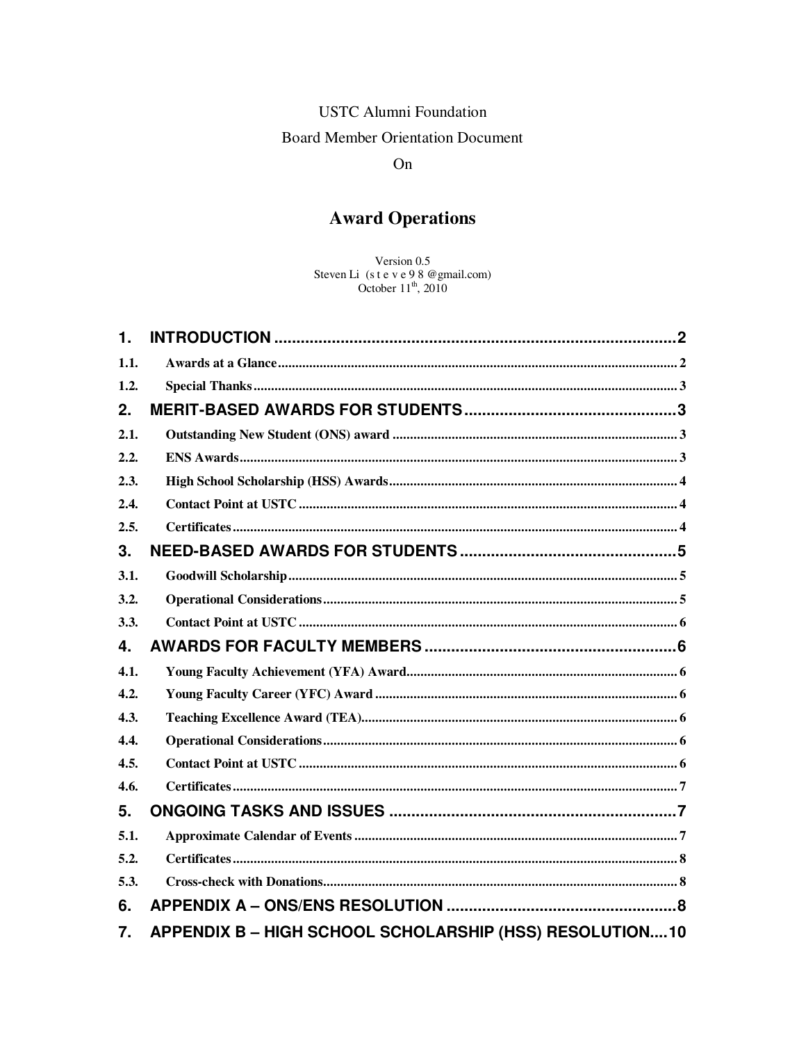USTC Alumni Foundation

Board Member Orientation Document

On

# Award Operations

Version 0.5

Steven Li (s t e v e 9 8 @gmail.com)

October 11th, 2010

**1. INTRODUCTION** .......... 2

**1.1. Awards at a Glance** .......... 2

**1.2. Special Thanks** .......... 3

**2. MERIT-BASED AWARDS FOR STUDENTS** .......... 3

**2.1. Outstanding New Student (ONS) award** .......... 3

**2.2. ENS Awards** .......... 3

**2.3. High School Scholarship (HSS) Awards** .......... 4

**2.4. Contact Point at USTC** .......... 4

**2.5. Certificates** .......... 4

**3. NEED-BASED AWARDS FOR STUDENTS** .......... 5

**3.1. Goodwill Scholarship** .......... 5

**3.2. Operational Considerations** .......... 5

**3.3. Contact Point at USTC** .......... 6

**4. AWARDS FOR FACULTY MEMBERS** .......... 6

**4.1. Young Faculty Achievement (YFA) Award** .......... 6

**4.2. Young Faculty Career (YFC) Award** .......... 6

**4.3. Teaching Excellence Award (TEA)** .......... 6

**4.4. Operational Considerations** .......... 6

**4.5. Contact Point at USTC** .......... 6

**4.6. Certificates** .......... 7

**5. ONGOING TASKS AND ISSUES** .......... 7

**5.1. Approximate Calendar of Events** .......... 7

**5.2. Certificates** .......... 8

**5.3. Cross-check with Donations** .......... 8

**6. APPENDIX A – ONS/ENS RESOLUTION** .......... 8

**7. APPENDIX B – HIGH SCHOOL SCHOLARSHIP (HSS) RESOLUTION** .......... 10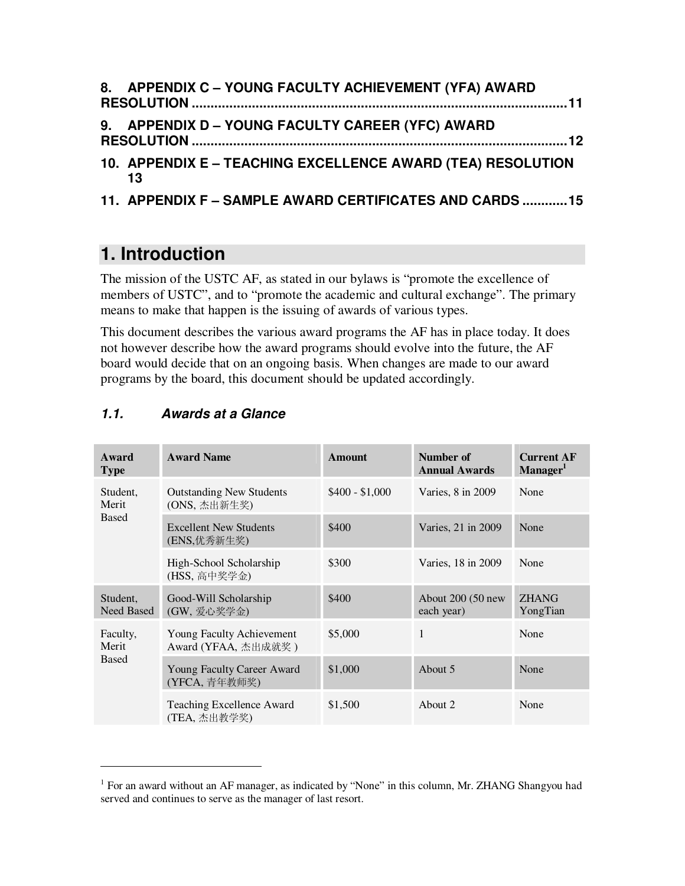8. APPENDIX C – YOUNG FACULTY ACHIEVEMENT (YFA) AWARD RESOLUTION ........................................................................................................11

9. APPENDIX D – YOUNG FACULTY CAREER (YFC) AWARD RESOLUTION ........................................................................................................12

10. APPENDIX E – TEACHING EXCELLENCE AWARD (TEA) RESOLUTION 13

11. APPENDIX F – SAMPLE AWARD CERTIFICATES AND CARDS ............15

# 1. Introduction

The mission of the USTC AF, as stated in our bylaws is "promote the excellence of members of USTC", and to "promote the academic and cultural exchange". The primary means to make that happen is the issuing of awards of various types.

This document describes the various award programs the AF has in place today. It does not however describe how the award programs should evolve into the future, the AF board would decide that on an ongoing basis. When changes are made to our award programs by the board, this document should be updated accordingly.

### *1.1. Awards at a Glance*

| Award Type | Award Name | Amount | Number of Annual Awards | Current AF Manager[1] |
|---|---|---|---|---|
| Student, Merit Based | Outstanding New Students (ONS, 杰出新生奖) | $400 - $1,000 | Varies, 8 in 2009 | None |
| | Excellent New Students (ENS,优秀新生奖) | $400 | Varies, 21 in 2009 | None |
| | High-School Scholarship (HSS, 高中奖学金) | $300 | Varies, 18 in 2009 | None |
| Student, Need Based | Good-Will Scholarship (GW, 爱心奖学金) | $400 | About 200 (50 new each year) | ZHANG YongTian |
| Faculty, Merit Based | Young Faculty Achievement Award (YFAA, 杰出成就奖 ) | $5,000 | 1 | None |
| | Young Faculty Career Award (YFCA, 青年教师奖) | $1,000 | About 5 | None |
| | Teaching Excellence Award (TEA, 杰出教学奖) | $1,500 | About 2 | None |

[1] For an award without an AF manager, as indicated by "None" in this column, Mr. ZHANG Shangyou had served and continues to serve as the manager of last resort.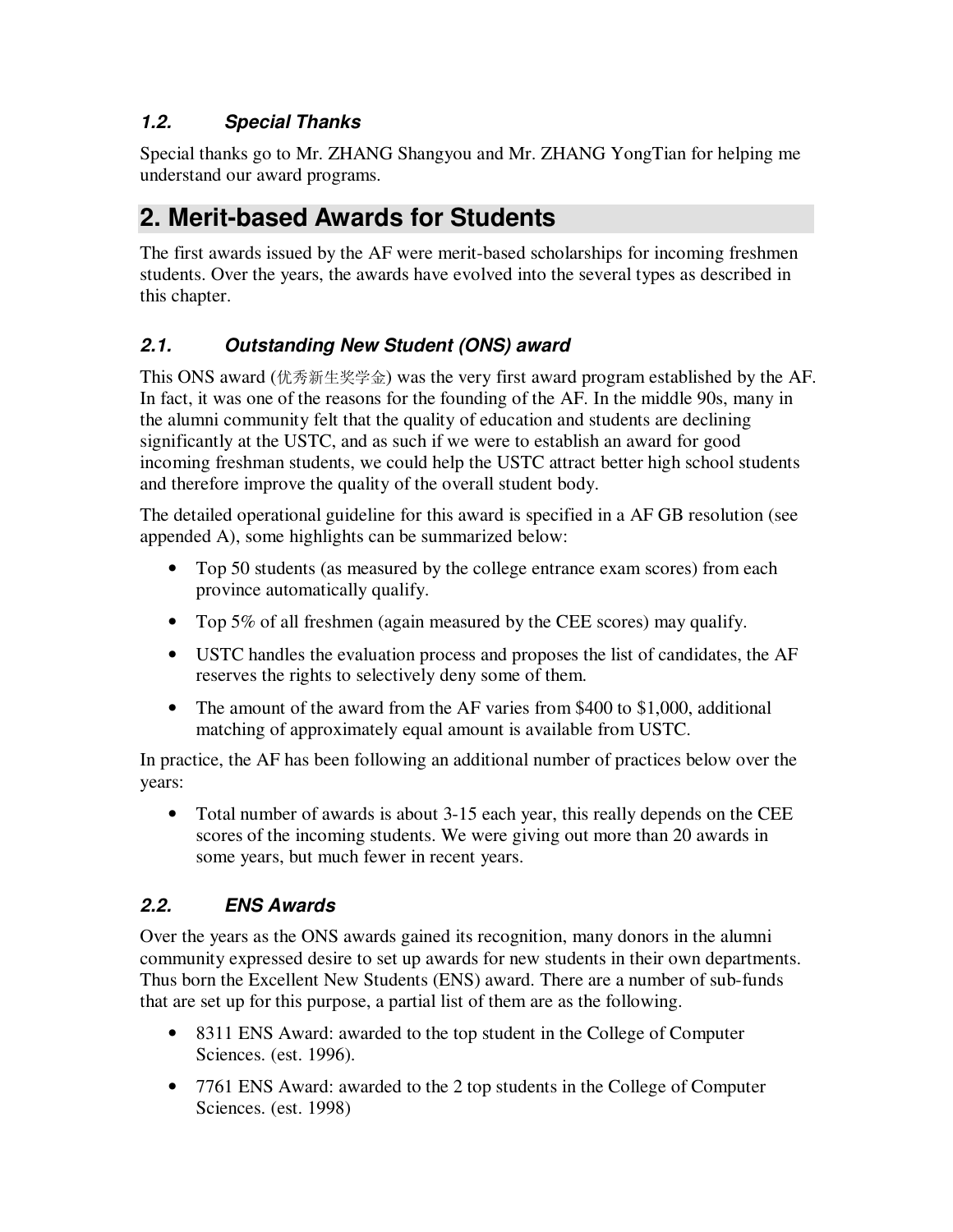### 1.2. Special Thanks

Special thanks go to Mr. ZHANG Shangyou and Mr. ZHANG YongTian for helping me understand our award programs.

## 2. Merit-based Awards for Students

The first awards issued by the AF were merit-based scholarships for incoming freshmen students. Over the years, the awards have evolved into the several types as described in this chapter.

### 2.1. Outstanding New Student (ONS) award

This ONS award (优秀新生奖学金) was the very first award program established by the AF. In fact, it was one of the reasons for the founding of the AF. In the middle 90s, many in the alumni community felt that the quality of education and students are declining significantly at the USTC, and as such if we were to establish an award for good incoming freshman students, we could help the USTC attract better high school students and therefore improve the quality of the overall student body.

The detailed operational guideline for this award is specified in a AF GB resolution (see appended A), some highlights can be summarized below:

- Top 50 students (as measured by the college entrance exam scores) from each province automatically qualify.
- Top 5% of all freshmen (again measured by the CEE scores) may qualify.
- USTC handles the evaluation process and proposes the list of candidates, the AF reserves the rights to selectively deny some of them.
- The amount of the award from the AF varies from $400 to $1,000, additional matching of approximately equal amount is available from USTC.

In practice, the AF has been following an additional number of practices below over the years:

- Total number of awards is about 3-15 each year, this really depends on the CEE scores of the incoming students. We were giving out more than 20 awards in some years, but much fewer in recent years.

### 2.2. ENS Awards

Over the years as the ONS awards gained its recognition, many donors in the alumni community expressed desire to set up awards for new students in their own departments. Thus born the Excellent New Students (ENS) award. There are a number of sub-funds that are set up for this purpose, a partial list of them are as the following.

- 8311 ENS Award: awarded to the top student in the College of Computer Sciences. (est. 1996).
- 7761 ENS Award: awarded to the 2 top students in the College of Computer Sciences. (est. 1998)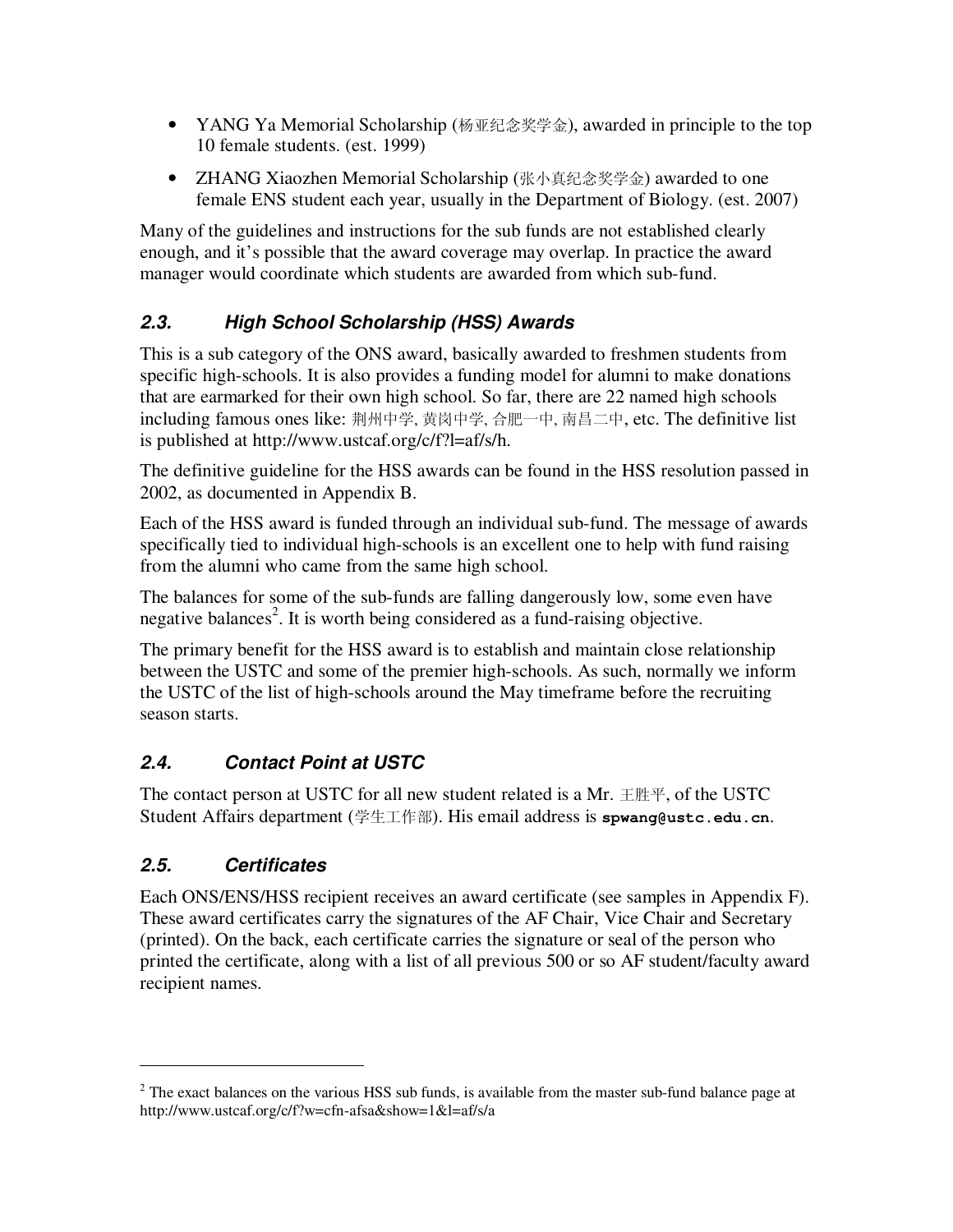- YANG Ya Memorial Scholarship (杨亚纪念奖学金), awarded in principle to the top 10 female students. (est. 1999)
- ZHANG Xiaozhen Memorial Scholarship (张小真纪念奖学金) awarded to one female ENS student each year, usually in the Department of Biology. (est. 2007)

Many of the guidelines and instructions for the sub funds are not established clearly enough, and it's possible that the award coverage may overlap. In practice the award manager would coordinate which students are awarded from which sub-fund.

### *2.3. High School Scholarship (HSS) Awards*

This is a sub category of the ONS award, basically awarded to freshmen students from specific high-schools. It is also provides a funding model for alumni to make donations that are earmarked for their own high school. So far, there are 22 named high schools including famous ones like: 荆州中学, 黄岗中学, 合肥一中, 南昌二中, etc. The definitive list is published at http://www.ustcaf.org/c/f?l=af/s/h.

The definitive guideline for the HSS awards can be found in the HSS resolution passed in 2002, as documented in Appendix B.

Each of the HSS award is funded through an individual sub-fund. The message of awards specifically tied to individual high-schools is an excellent one to help with fund raising from the alumni who came from the same high school.

The balances for some of the sub-funds are falling dangerously low, some even have negative balances[2]. It is worth being considered as a fund-raising objective.

The primary benefit for the HSS award is to establish and maintain close relationship between the USTC and some of the premier high-schools. As such, normally we inform the USTC of the list of high-schools around the May timeframe before the recruiting season starts.

### *2.4. Contact Point at USTC*

The contact person at USTC for all new student related is a Mr. 王胜平, of the USTC Student Affairs department (学生工作部). His email address is **spwang@ustc.edu.cn**.

### *2.5. Certificates*

Each ONS/ENS/HSS recipient receives an award certificate (see samples in Appendix F). These award certificates carry the signatures of the AF Chair, Vice Chair and Secretary (printed). On the back, each certificate carries the signature or seal of the person who printed the certificate, along with a list of all previous 500 or so AF student/faculty award recipient names.

---

[2] The exact balances on the various HSS sub funds, is available from the master sub-fund balance page at http://www.ustcaf.org/c/f?w=cfn-afsa&show=1&l=af/s/a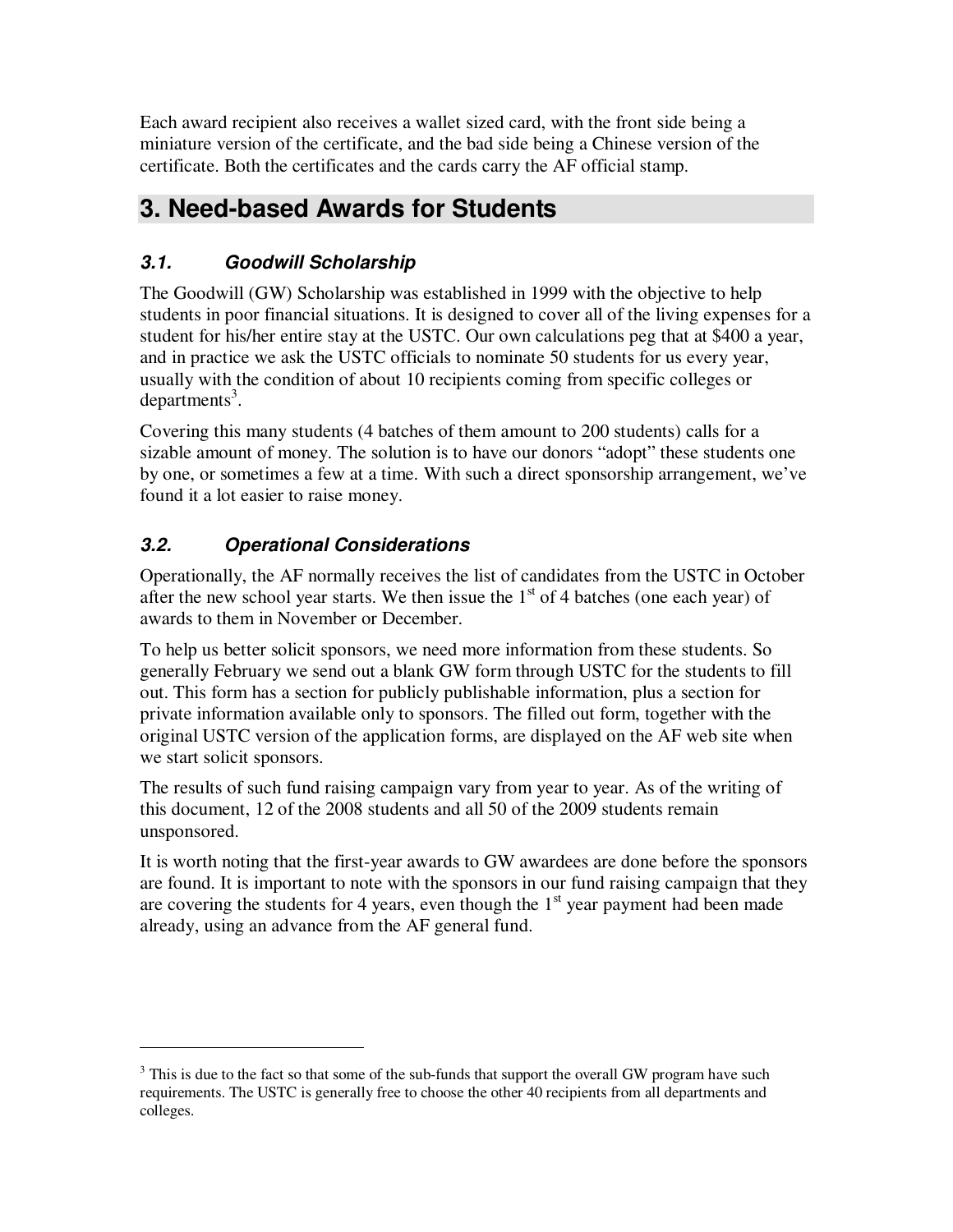Each award recipient also receives a wallet sized card, with the front side being a miniature version of the certificate, and the bad side being a Chinese version of the certificate. Both the certificates and the cards carry the AF official stamp.

# 3. Need-based Awards for Students

## *3.1. Goodwill Scholarship*

The Goodwill (GW) Scholarship was established in 1999 with the objective to help students in poor financial situations. It is designed to cover all of the living expenses for a student for his/her entire stay at the USTC. Our own calculations peg that at $400 a year, and in practice we ask the USTC officials to nominate 50 students for us every year, usually with the condition of about 10 recipients coming from specific colleges or departments[3].

Covering this many students (4 batches of them amount to 200 students) calls for a sizable amount of money. The solution is to have our donors "adopt" these students one by one, or sometimes a few at a time. With such a direct sponsorship arrangement, we've found it a lot easier to raise money.

## *3.2. Operational Considerations*

Operationally, the AF normally receives the list of candidates from the USTC in October after the new school year starts. We then issue the 1st of 4 batches (one each year) of awards to them in November or December.

To help us better solicit sponsors, we need more information from these students. So generally February we send out a blank GW form through USTC for the students to fill out. This form has a section for publicly publishable information, plus a section for private information available only to sponsors. The filled out form, together with the original USTC version of the application forms, are displayed on the AF web site when we start solicit sponsors.

The results of such fund raising campaign vary from year to year. As of the writing of this document, 12 of the 2008 students and all 50 of the 2009 students remain unsponsored.

It is worth noting that the first-year awards to GW awardees are done before the sponsors are found. It is important to note with the sponsors in our fund raising campaign that they are covering the students for 4 years, even though the 1st year payment had been made already, using an advance from the AF general fund.

---

[3] This is due to the fact so that some of the sub-funds that support the overall GW program have such requirements. The USTC is generally free to choose the other 40 recipients from all departments and colleges.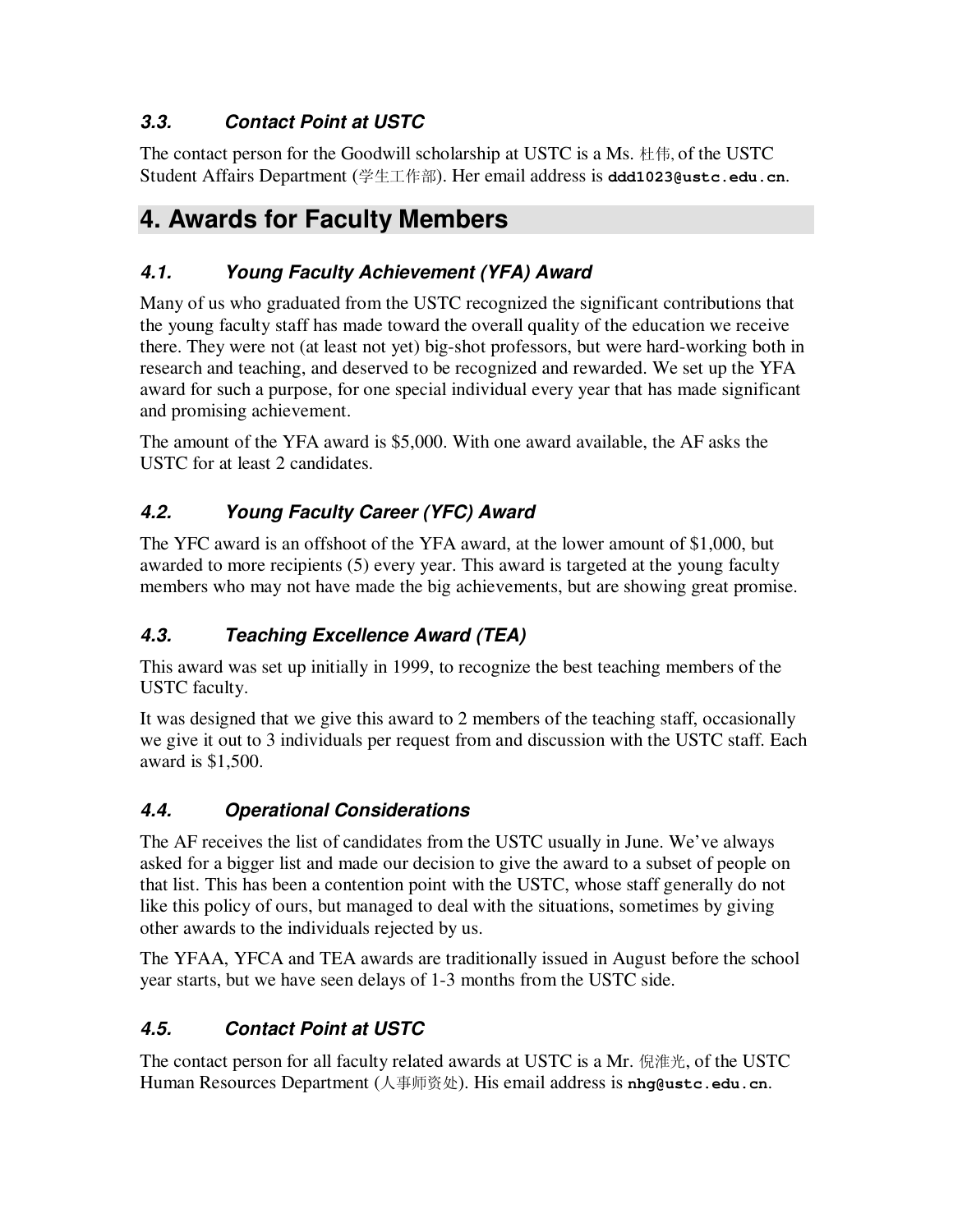### 3.3. Contact Point at USTC

The contact person for the Goodwill scholarship at USTC is a Ms. 杜伟, of the USTC Student Affairs Department (学生工作部). Her email address is **ddd1023@ustc.edu.cn**.

## 4. Awards for Faculty Members

### 4.1. Young Faculty Achievement (YFA) Award

Many of us who graduated from the USTC recognized the significant contributions that the young faculty staff has made toward the overall quality of the education we receive there. They were not (at least not yet) big-shot professors, but were hard-working both in research and teaching, and deserved to be recognized and rewarded. We set up the YFA award for such a purpose, for one special individual every year that has made significant and promising achievement.

The amount of the YFA award is $5,000. With one award available, the AF asks the USTC for at least 2 candidates.

### 4.2. Young Faculty Career (YFC) Award

The YFC award is an offshoot of the YFA award, at the lower amount of $1,000, but awarded to more recipients (5) every year. This award is targeted at the young faculty members who may not have made the big achievements, but are showing great promise.

### 4.3. Teaching Excellence Award (TEA)

This award was set up initially in 1999, to recognize the best teaching members of the USTC faculty.

It was designed that we give this award to 2 members of the teaching staff, occasionally we give it out to 3 individuals per request from and discussion with the USTC staff. Each award is $1,500.

### 4.4. Operational Considerations

The AF receives the list of candidates from the USTC usually in June. We've always asked for a bigger list and made our decision to give the award to a subset of people on that list. This has been a contention point with the USTC, whose staff generally do not like this policy of ours, but managed to deal with the situations, sometimes by giving other awards to the individuals rejected by us.

The YFAA, YFCA and TEA awards are traditionally issued in August before the school year starts, but we have seen delays of 1-3 months from the USTC side.

### 4.5. Contact Point at USTC

The contact person for all faculty related awards at USTC is a Mr. 倪淮光, of the USTC Human Resources Department (人事师资处). His email address is **nhg@ustc.edu.cn**.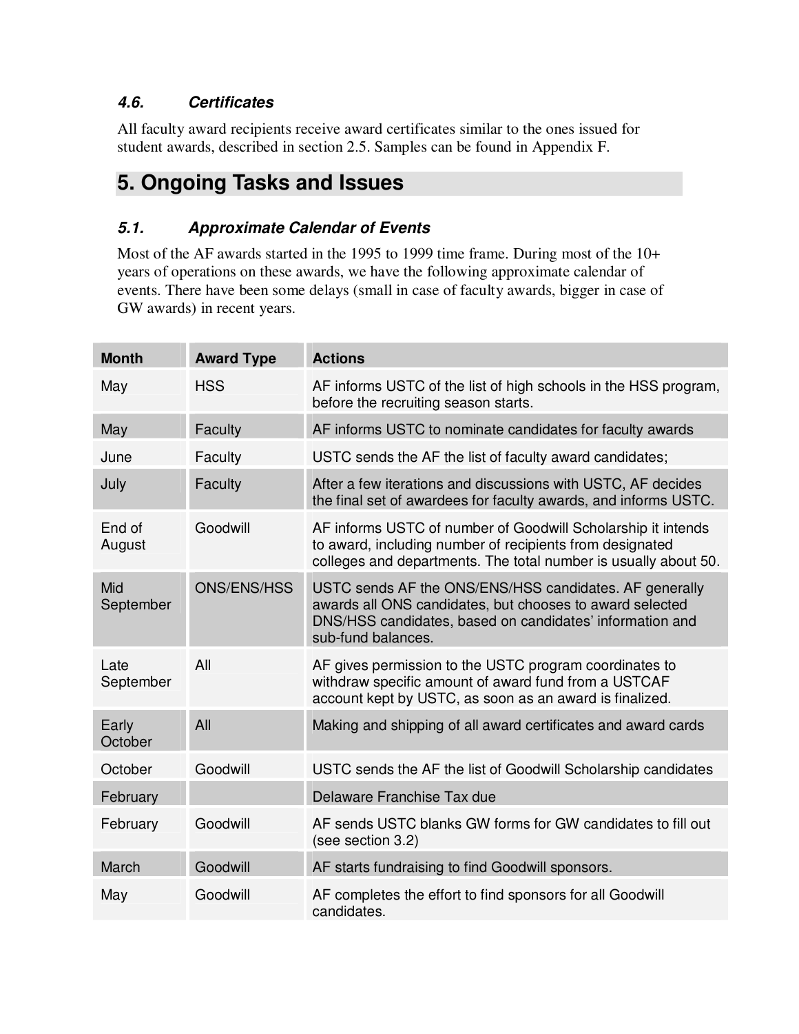### 4.6. Certificates

All faculty award recipients receive award certificates similar to the ones issued for student awards, described in section 2.5. Samples can be found in Appendix F.

## 5. Ongoing Tasks and Issues

### 5.1. Approximate Calendar of Events

Most of the AF awards started in the 1995 to 1999 time frame. During most of the 10+ years of operations on these awards, we have the following approximate calendar of events. There have been some delays (small in case of faculty awards, bigger in case of GW awards) in recent years.

| Month | Award Type | Actions |
|---|---|---|
| May | HSS | AF informs USTC of the list of high schools in the HSS program, before the recruiting season starts. |
| May | Faculty | AF informs USTC to nominate candidates for faculty awards |
| June | Faculty | USTC sends the AF the list of faculty award candidates; |
| July | Faculty | After a few iterations and discussions with USTC, AF decides the final set of awardees for faculty awards, and informs USTC. |
| End of August | Goodwill | AF informs USTC of number of Goodwill Scholarship it intends to award, including number of recipients from designated colleges and departments. The total number is usually about 50. |
| Mid September | ONS/ENS/HSS | USTC sends AF the ONS/ENS/HSS candidates. AF generally awards all ONS candidates, but chooses to award selected DNS/HSS candidates, based on candidates' information and sub-fund balances. |
| Late September | All | AF gives permission to the USTC program coordinates to withdraw specific amount of award fund from a USTCAF account kept by USTC, as soon as an award is finalized. |
| Early October | All | Making and shipping of all award certificates and award cards |
| October | Goodwill | USTC sends the AF the list of Goodwill Scholarship candidates |
| February | | Delaware Franchise Tax due |
| February | Goodwill | AF sends USTC blanks GW forms for GW candidates to fill out (see section 3.2) |
| March | Goodwill | AF starts fundraising to find Goodwill sponsors. |
| May | Goodwill | AF completes the effort to find sponsors for all Goodwill candidates. |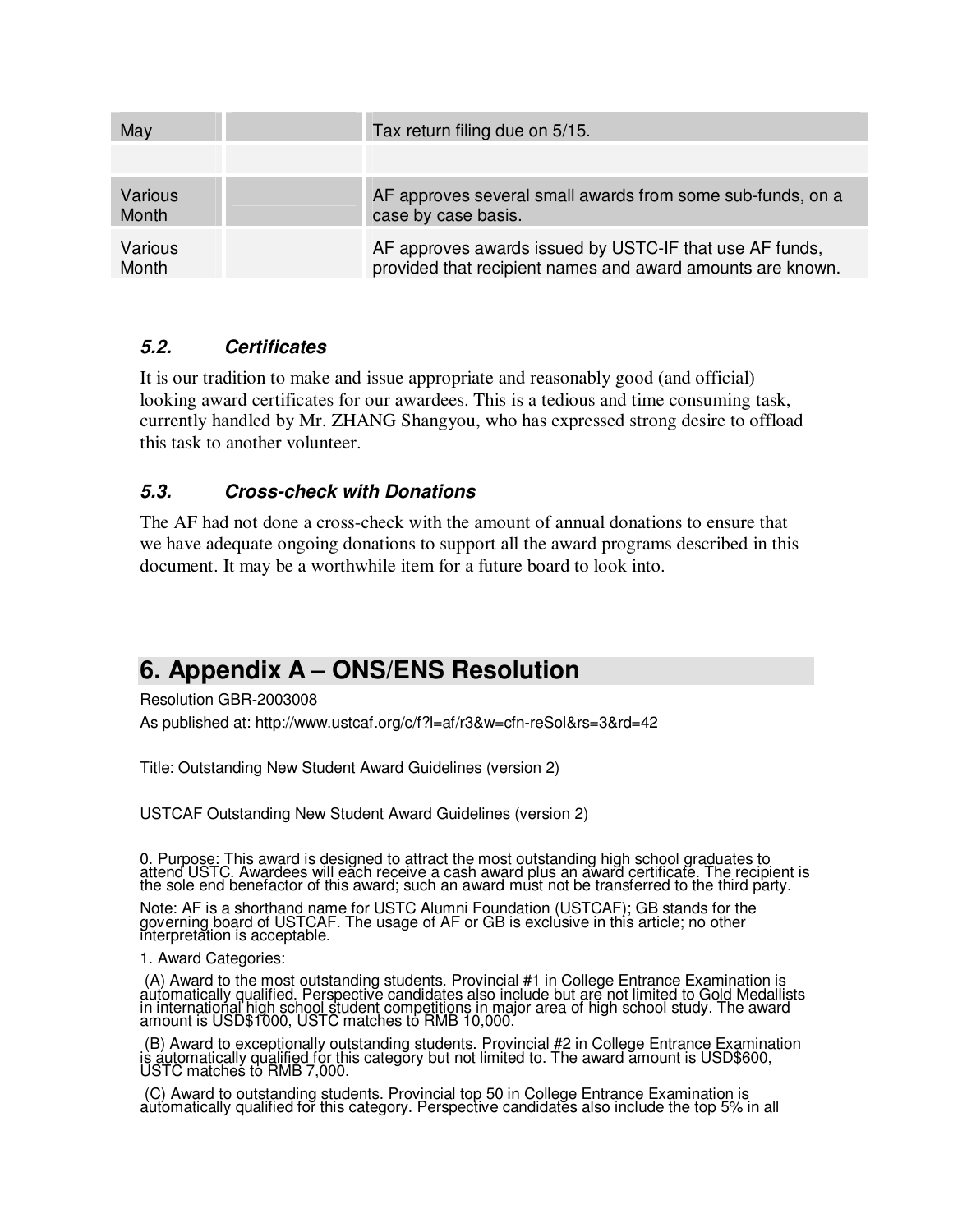| | | |
|---|---|---|
| May | | Tax return filing due on 5/15. |
| | | |
| Various Month | | AF approves several small awards from some sub-funds, on a case by case basis. |
| Various Month | | AF approves awards issued by USTC-IF that use AF funds, provided that recipient names and award amounts are known. |

### *5.2. Certificates*

It is our tradition to make and issue appropriate and reasonably good (and official) looking award certificates for our awardees. This is a tedious and time consuming task, currently handled by Mr. ZHANG Shangyou, who has expressed strong desire to offload this task to another volunteer.

### *5.3. Cross-check with Donations*

The AF had not done a cross-check with the amount of annual donations to ensure that we have adequate ongoing donations to support all the award programs described in this document. It may be a worthwhile item for a future board to look into.

## 6. Appendix A – ONS/ENS Resolution

Resolution GBR-2003008

As published at: http://www.ustcaf.org/c/f?l=af/r3&w=cfn-reSol&rs=3&rd=42

Title: Outstanding New Student Award Guidelines (version 2)

USTCAF Outstanding New Student Award Guidelines (version 2)

0. Purpose: This award is designed to attract the most outstanding high school graduates to attend USTC. Awardees will each receive a cash award plus an award certificate. The recipient is the sole end benefactor of this award; such an award must not be transferred to the third party.

Note: AF is a shorthand name for USTC Alumni Foundation (USTCAF); GB stands for the governing board of USTCAF. The usage of AF or GB is exclusive in this article; no other interpretation is acceptable.

1. Award Categories:

(A) Award to the most outstanding students. Provincial #1 in College Entrance Examination is automatically qualified. Perspective candidates also include but are not limited to Gold Medallists in international high school student competitions in major area of high school study. The award amount is USD$1000, USTC matches to RMB 10,000.

(B) Award to exceptionally outstanding students. Provincial #2 in College Entrance Examination is automatically qualified for this category but not limited to. The award amount is USD$600, USTC matches to RMB 7,000.

(C) Award to outstanding students. Provincial top 50 in College Entrance Examination is automatically qualified for this category. Perspective candidates also include the top 5% in all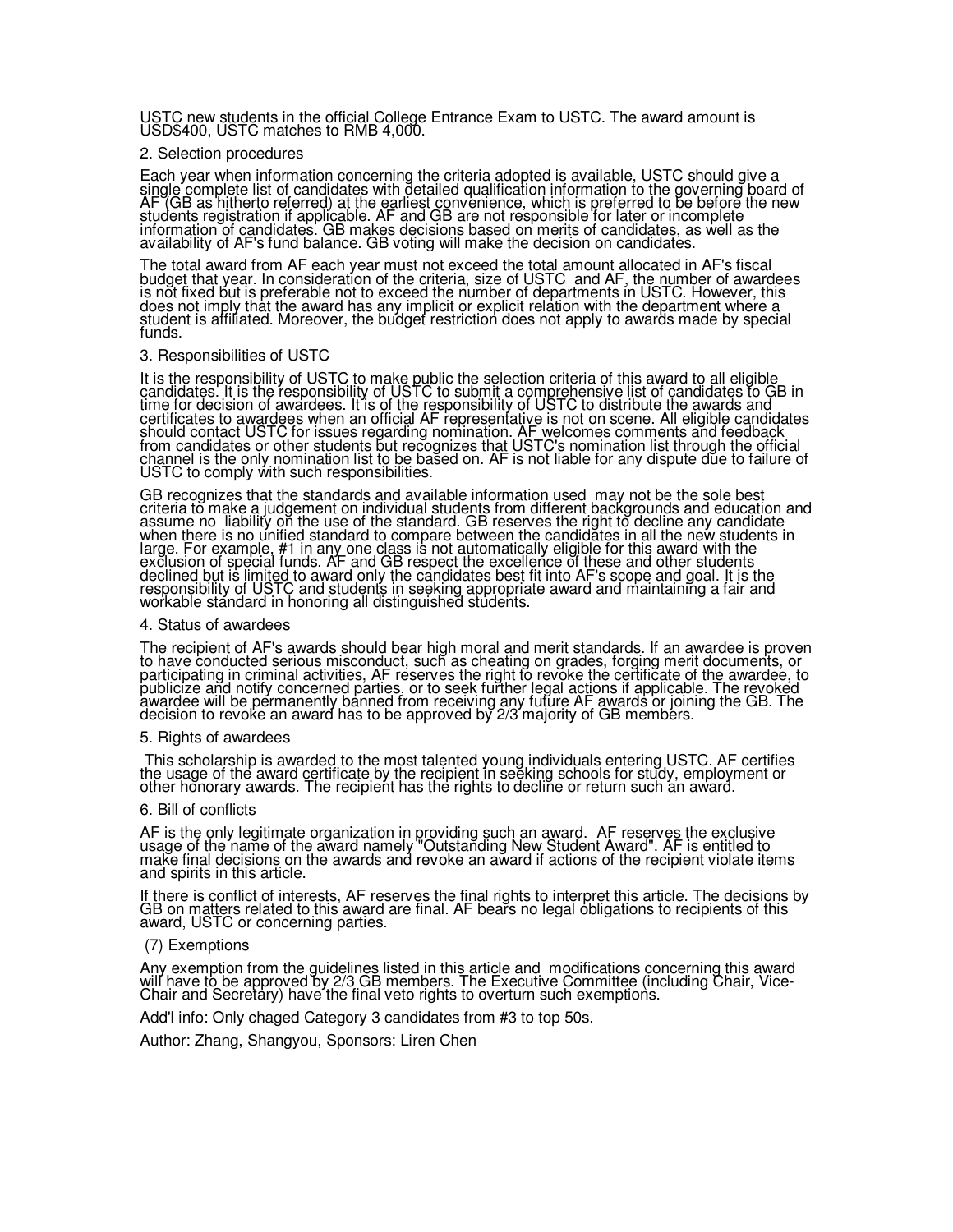USTC new students in the official College Entrance Exam to USTC. The award amount is USD$400, USTC matches to RMB 4,000.

2. Selection procedures

Each year when information concerning the criteria adopted is available, USTC should give a single complete list of candidates with detailed qualification information to the governing board of AF (GB as hitherto referred) at the earliest convenience, which is preferred to be before the new students registration if applicable. AF and GB are not responsible for later or incomplete information of candidates. GB makes decisions based on merits of candidates, as well as the availability of AF's fund balance. GB voting will make the decision on candidates.

The total award from AF each year must not exceed the total amount allocated in AF's fiscal budget that year. In consideration of the criteria, size of USTC and AF, the number of awardees is not fixed but is preferable not to exceed the number of departments in USTC. However, this does not imply that the award has any implicit or explicit relation with the department where a student is affiliated. Moreover, the budget restriction does not apply to awards made by special funds.

3. Responsibilities of USTC

It is the responsibility of USTC to make public the selection criteria of this award to all eligible candidates. It is the responsibility of USTC to submit a comprehensive list of candidates to GB in time for decision of awardees. It is of the responsibility of USTC to distribute the awards and certificates to awardees when an official AF representative is not on scene. All eligible candidates should contact USTC for issues regarding nomination. AF welcomes comments and feedback from candidates or other students but recognizes that USTC's nomination list through the official channel is the only nomination list to be based on. AF is not liable for any dispute due to failure of USTC to comply with such responsibilities.

GB recognizes that the standards and available information used may not be the sole best criteria to make a judgement on individual students from different backgrounds and education and assume no liability on the use of the standard. GB reserves the right to decline any candidate when there is no unified standard to compare between the candidates in all the new students in large. For example, #1 in any one class is not automatically eligible for this award with the exclusion of special funds. AF and GB respect the excellence of these and other students declined but is limited to award only the candidates best fit into AF's scope and goal. It is the responsibility of USTC and students in seeking appropriate award and maintaining a fair and workable standard in honoring all distinguished students.

4. Status of awardees

The recipient of AF's awards should bear high moral and merit standards. If an awardee is proven to have conducted serious misconduct, such as cheating on grades, forging merit documents, or participating in criminal activities, AF reserves the right to revoke the certificate of the awardee, to publicize and notify concerned parties, or to seek further legal actions if applicable. The revoked awardee will be permanently banned from receiving any future AF awards or joining the GB. The decision to revoke an award has to be approved by 2/3 majority of GB members.

5. Rights of awardees

This scholarship is awarded to the most talented young individuals entering USTC. AF certifies the usage of the award certificate by the recipient in seeking schools for study, employment or other honorary awards. The recipient has the rights to decline or return such an award.

6. Bill of conflicts

AF is the only legitimate organization in providing such an award. AF reserves the exclusive usage of the name of the award namely "Outstanding New Student Award". AF is entitled to make final decisions on the awards and revoke an award if actions of the recipient violate items and spirits in this article.

If there is conflict of interests, AF reserves the final rights to interpret this article. The decisions by GB on matters related to this award are final. AF bears no legal obligations to recipients of this award, USTC or concerning parties.

(7) Exemptions

Any exemption from the guidelines listed in this article and modifications concerning this award will have to be approved by 2/3 GB members. The Executive Committee (including Chair, Vice-Chair and Secretary) have the final veto rights to overturn such exemptions.

Add'l info: Only chaged Category 3 candidates from #3 to top 50s.

Author: Zhang, Shangyou, Sponsors: Liren Chen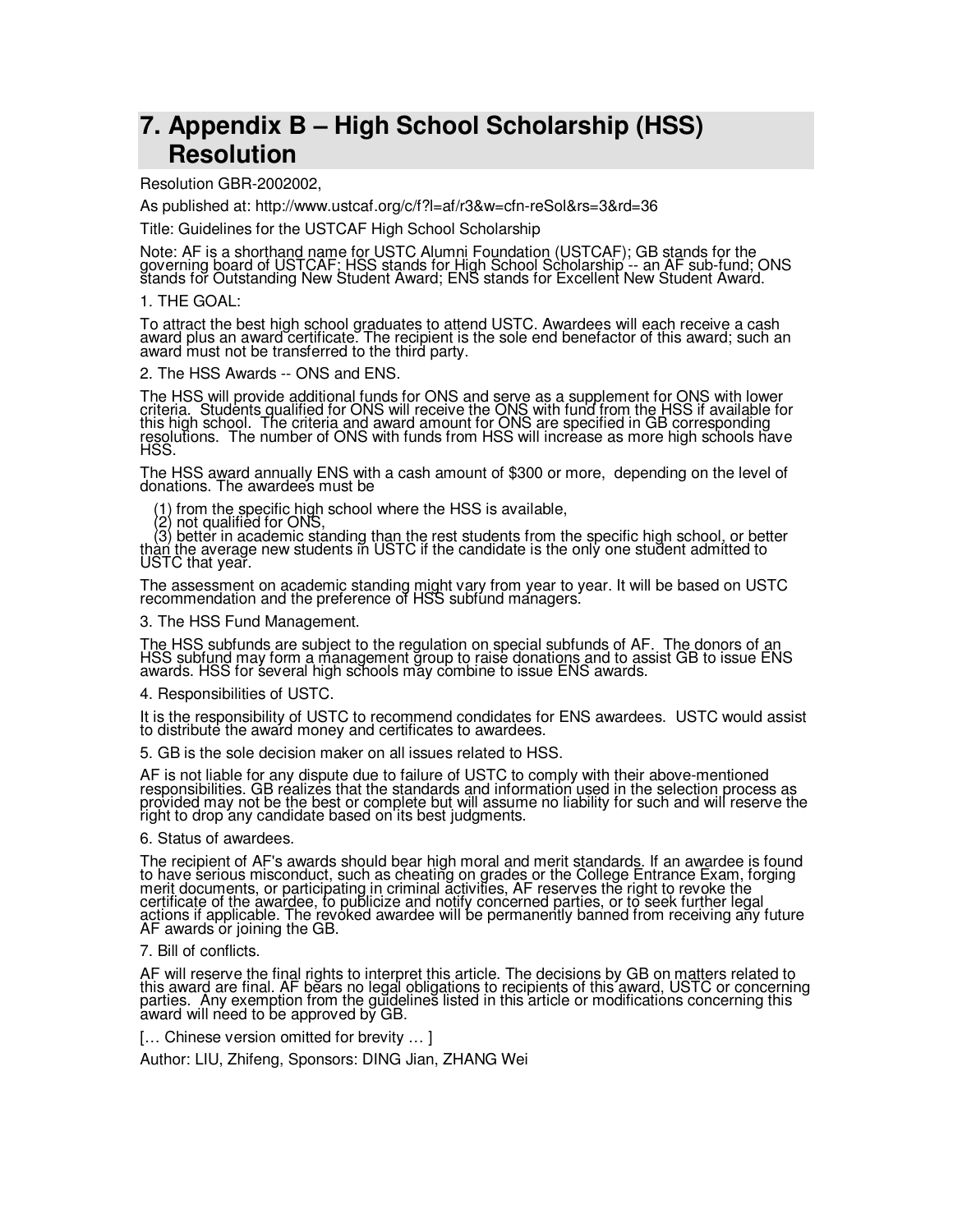# 7. Appendix B – High School Scholarship (HSS) Resolution

Resolution GBR-2002002,

As published at: http://www.ustcaf.org/c/f?l=af/r3&w=cfn-reSol&rs=3&rd=36

Title: Guidelines for the USTCAF High School Scholarship

Note: AF is a shorthand name for USTC Alumni Foundation (USTCAF); GB stands for the governing board of USTCAF; HSS stands for High School Scholarship -- an AF sub-fund; ONS stands for Outstanding New Student Award; ENS stands for Excellent New Student Award.

1. THE GOAL:

To attract the best high school graduates to attend USTC. Awardees will each receive a cash award plus an award certificate. The recipient is the sole end benefactor of this award; such an award must not be transferred to the third party.

2. The HSS Awards -- ONS and ENS.

The HSS will provide additional funds for ONS and serve as a supplement for ONS with lower criteria. Students qualified for ONS will receive the ONS with fund from the HSS if available for this high school. The criteria and award amount for ONS are specified in GB corresponding resolutions. The number of ONS with funds from HSS will increase as more high schools have HSS.

The HSS award annually ENS with a cash amount of $300 or more, depending on the level of donations. The awardees must be

(1) from the specific high school where the HSS is available,
(2) not qualified for ONS,
(3) better in academic standing than the rest students from the specific high school, or better than the average new students in USTC if the candidate is the only one student admitted to USTC that year.

The assessment on academic standing might vary from year to year. It will be based on USTC recommendation and the preference of HSS subfund managers.

3. The HSS Fund Management.

The HSS subfunds are subject to the regulation on special subfunds of AF. The donors of an HSS subfund may form a management group to raise donations and to assist GB to issue ENS awards. HSS for several high schools may combine to issue ENS awards.

4. Responsibilities of USTC.

It is the responsibility of USTC to recommend condidates for ENS awardees. USTC would assist to distribute the award money and certificates to awardees.

5. GB is the sole decision maker on all issues related to HSS.

AF is not liable for any dispute due to failure of USTC to comply with their above-mentioned responsibilities. GB realizes that the standards and information used in the selection process as provided may not be the best or complete but will assume no liability for such and will reserve the right to drop any candidate based on its best judgments.

6. Status of awardees.

The recipient of AF's awards should bear high moral and merit standards. If an awardee is found to have serious misconduct, such as cheating on grades or the College Entrance Exam, forging merit documents, or participating in criminal activities, AF reserves the right to revoke the certificate of the awardee, to publicize and notify concerned parties, or to seek further legal actions if applicable. The revoked awardee will be permanently banned from receiving any future AF awards or joining the GB.

7. Bill of conflicts.

AF will reserve the final rights to interpret this article. The decisions by GB on matters related to this award are final. AF bears no legal obligations to recipients of this award, USTC or concerning parties. Any exemption from the guidelines listed in this article or modifications concerning this award will need to be approved by GB.

[… Chinese version omitted for brevity … ]

Author: LIU, Zhifeng, Sponsors: DING Jian, ZHANG Wei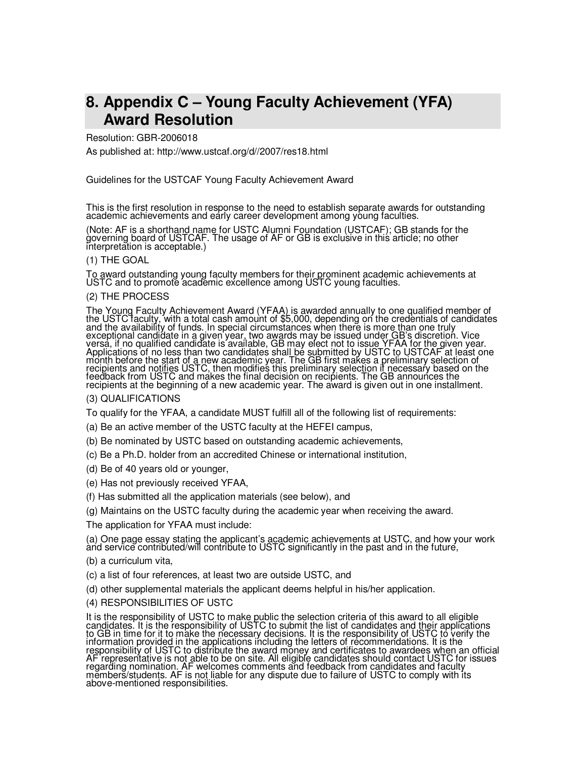# 8. Appendix C – Young Faculty Achievement (YFA) Award Resolution

Resolution: GBR-2006018

As published at: http://www.ustcaf.org/d//2007/res18.html

Guidelines for the USTCAF Young Faculty Achievement Award

This is the first resolution in response to the need to establish separate awards for outstanding academic achievements and early career development among young faculties.

(Note: AF is a shorthand name for USTC Alumni Foundation (USTCAF); GB stands for the governing board of USTCAF. The usage of AF or GB is exclusive in this article; no other interpretation is acceptable.)

(1) THE GOAL

To award outstanding young faculty members for their prominent academic achievements at USTC and to promote academic excellence among USTC young faculties.

(2) THE PROCESS

The Young Faculty Achievement Award (YFAA) is awarded annually to one qualified member of the USTC faculty, with a total cash amount of $5,000, depending on the credentials of candidates and the availability of funds. In special circumstances when there is more than one truly exceptional candidate in a given year, two awards may be issued under GB's discretion. Vice versa, if no qualified candidate is available, GB may elect not to issue YFAA for the given year. Applications of no less than two candidates shall be submitted by USTC to USTCAF at least one month before the start of a new academic year. The GB first makes a preliminary selection of recipients and notifies USTC, then modifies this preliminary selection if necessary based on the feedback from USTC and makes the final decision on recipients. The GB announces the recipients at the beginning of a new academic year. The award is given out in one installment.

(3) QUALIFICATIONS

To qualify for the YFAA, a candidate MUST fulfill all of the following list of requirements:

(a) Be an active member of the USTC faculty at the HEFEI campus,

(b) Be nominated by USTC based on outstanding academic achievements,

(c) Be a Ph.D. holder from an accredited Chinese or international institution,

(d) Be of 40 years old or younger,

(e) Has not previously received YFAA,

(f) Has submitted all the application materials (see below), and

(g) Maintains on the USTC faculty during the academic year when receiving the award.

The application for YFAA must include:

(a) One page essay stating the applicant's academic achievements at USTC, and how your work and service contributed/will contribute to USTC significantly in the past and in the future,

(b) a curriculum vita,

(c) a list of four references, at least two are outside USTC, and

(d) other supplemental materials the applicant deems helpful in his/her application.

(4) RESPONSIBILITIES OF USTC

It is the responsibility of USTC to make public the selection criteria of this award to all eligible candidates. It is the responsibility of USTC to submit the list of candidates and their applications to GB in time for it to make the necessary decisions. It is the responsibility of USTC to verify the information provided in the applications including the letters of recommendations. It is the responsibility of USTC to distribute the award money and certificates to awardees when an official AF representative is not able to be on site. All eligible candidates should contact USTC for issues regarding nomination. AF welcomes comments and feedback from candidates and faculty members/students. AF is not liable for any dispute due to failure of USTC to comply with its above-mentioned responsibilities.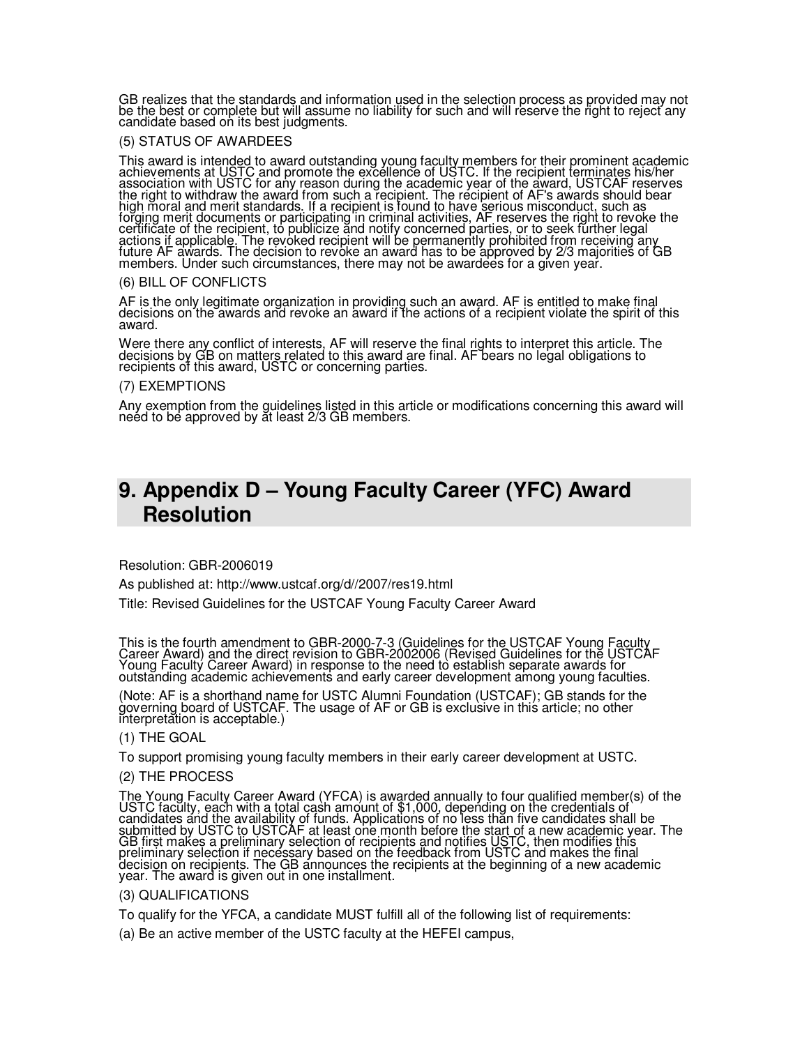GB realizes that the standards and information used in the selection process as provided may not be the best or complete but will assume no liability for such and will reserve the right to reject any candidate based on its best judgments.

(5) STATUS OF AWARDEES

This award is intended to award outstanding young faculty members for their prominent academic achievements at USTC and promote the excellence of USTC. If the recipient terminates his/her association with USTC for any reason during the academic year of the award, USTCAF reserves the right to withdraw the award from such a recipient. The recipient of AF's awards should bear high moral and merit standards. If a recipient is found to have serious misconduct, such as forging merit documents or participating in criminal activities, AF reserves the right to revoke the certificate of the recipient, to publicize and notify concerned parties, or to seek further legal actions if applicable. The revoked recipient will be permanently prohibited from receiving any future AF awards. The decision to revoke an award has to be approved by 2/3 majorities of GB members. Under such circumstances, there may not be awardees for a given year.

(6) BILL OF CONFLICTS

AF is the only legitimate organization in providing such an award. AF is entitled to make final decisions on the awards and revoke an award if the actions of a recipient violate the spirit of this award.

Were there any conflict of interests, AF will reserve the final rights to interpret this article. The decisions by GB on matters related to this award are final. AF bears no legal obligations to recipients of this award, USTC or concerning parties.

(7) EXEMPTIONS

Any exemption from the guidelines listed in this article or modifications concerning this award will need to be approved by at least 2/3 GB members.

# 9. Appendix D – Young Faculty Career (YFC) Award Resolution

Resolution: GBR-2006019

As published at: http://www.ustcaf.org/d//2007/res19.html

Title: Revised Guidelines for the USTCAF Young Faculty Career Award

This is the fourth amendment to GBR-2000-7-3 (Guidelines for the USTCAF Young Faculty Career Award) and the direct revision to GBR-2002006 (Revised Guidelines for the USTCAF Young Faculty Career Award) in response to the need to establish separate awards for outstanding academic achievements and early career development among young faculties.

(Note: AF is a shorthand name for USTC Alumni Foundation (USTCAF); GB stands for the governing board of USTCAF. The usage of AF or GB is exclusive in this article; no other interpretation is acceptable.)

(1) THE GOAL

To support promising young faculty members in their early career development at USTC.

(2) THE PROCESS

The Young Faculty Career Award (YFCA) is awarded annually to four qualified member(s) of the USTC faculty, each with a total cash amount of $1,000, depending on the credentials of candidates and the availability of funds. Applications of no less than five candidates shall be submitted by USTC to USTCAF at least one month before the start of a new academic year. The GB first makes a preliminary selection of recipients and notifies USTC, then modifies this preliminary selection if necessary based on the feedback from USTC and makes the final decision on recipients. The GB announces the recipients at the beginning of a new academic year. The award is given out in one installment.

(3) QUALIFICATIONS

To qualify for the YFCA, a candidate MUST fulfill all of the following list of requirements:

(a) Be an active member of the USTC faculty at the HEFEI campus,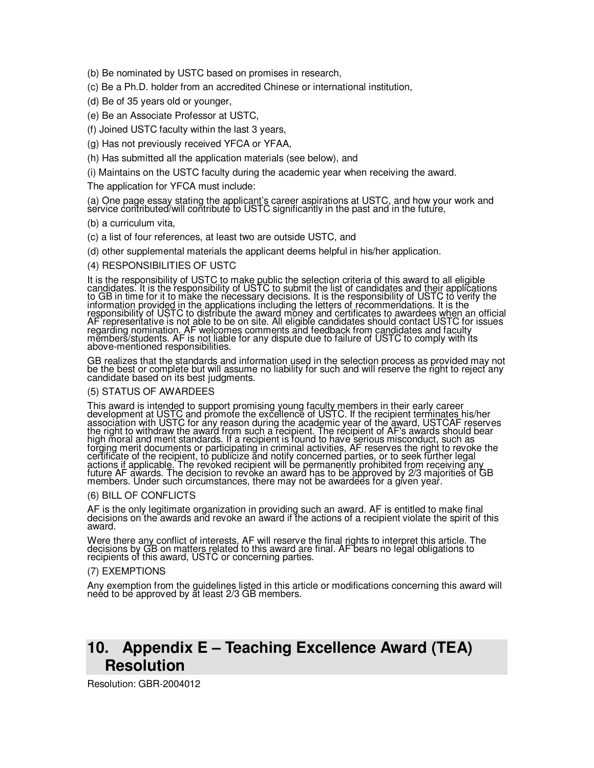(b) Be nominated by USTC based on promises in research,

(c) Be a Ph.D. holder from an accredited Chinese or international institution,

(d) Be of 35 years old or younger,

(e) Be an Associate Professor at USTC,

(f) Joined USTC faculty within the last 3 years,

(g) Has not previously received YFCA or YFAA,

(h) Has submitted all the application materials (see below), and

(i) Maintains on the USTC faculty during the academic year when receiving the award.

The application for YFCA must include:

(a) One page essay stating the applicant's career aspirations at USTC, and how your work and service contributed/will contribute to USTC significantly in the past and in the future,

(b) a curriculum vita,

(c) a list of four references, at least two are outside USTC, and

(d) other supplemental materials the applicant deems helpful in his/her application.

(4) RESPONSIBILITIES OF USTC

It is the responsibility of USTC to make public the selection criteria of this award to all eligible candidates. It is the responsibility of USTC to submit the list of candidates and their applications to GB in time for it to make the necessary decisions. It is the responsibility of USTC to verify the information provided in the applications including the letters of recommendations. It is the responsibility of USTC to distribute the award money and certificates to awardees when an official AF representative is not able to be on site. All eligible candidates should contact USTC for issues regarding nomination. AF welcomes comments and feedback from candidates and faculty members/students. AF is not liable for any dispute due to failure of USTC to comply with its above-mentioned responsibilities.

GB realizes that the standards and information used in the selection process as provided may not be the best or complete but will assume no liability for such and will reserve the right to reject any candidate based on its best judgments.

(5) STATUS OF AWARDEES

This award is intended to support promising young faculty members in their early career development at USTC and promote the excellence of USTC. If the recipient terminates his/her association with USTC for any reason during the academic year of the award, USTCAF reserves the right to withdraw the award from such a recipient. The recipient of AF's awards should bear high moral and merit standards. If a recipient is found to have serious misconduct, such as forging merit documents or participating in criminal activities, AF reserves the right to revoke the certificate of the recipient, to publicize and notify concerned parties, or to seek further legal actions if applicable. The revoked recipient will be permanently prohibited from receiving any future AF awards. The decision to revoke an award has to be approved by 2/3 majorities of GB members. Under such circumstances, there may not be awardees for a given year.

(6) BILL OF CONFLICTS

AF is the only legitimate organization in providing such an award. AF is entitled to make final decisions on the awards and revoke an award if the actions of a recipient violate the spirit of this award.

Were there any conflict of interests, AF will reserve the final rights to interpret this article. The decisions by GB on matters related to this award are final. AF bears no legal obligations to recipients of this award, USTC or concerning parties.

(7) EXEMPTIONS

Any exemption from the guidelines listed in this article or modifications concerning this award will need to be approved by at least 2/3 GB members.

# 10. Appendix E – Teaching Excellence Award (TEA) Resolution

Resolution: GBR-2004012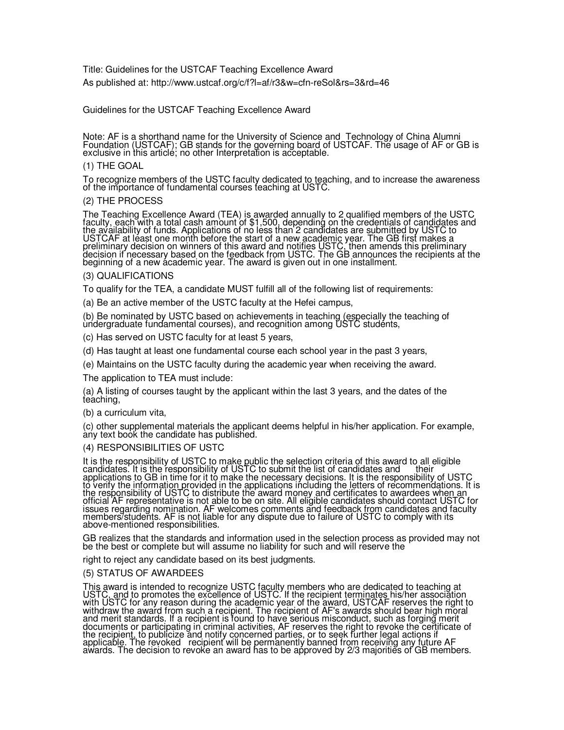Title: Guidelines for the USTCAF Teaching Excellence Award

As published at: http://www.ustcaf.org/c/f?l=af/r3&w=cfn-reSol&rs=3&rd=46

# Guidelines for the USTCAF Teaching Excellence Award

Note: AF is a shorthand name for the University of Science and Technology of China Alumni Foundation (USTCAF); GB stands for the governing board of USTCAF. The usage of AF or GB is exclusive in this article; no other Interpretation is acceptable.

## (1) THE GOAL

To recognize members of the USTC faculty dedicated to teaching, and to increase the awareness of the importance of fundamental courses teaching at USTC.

## (2) THE PROCESS

The Teaching Excellence Award (TEA) is awarded annually to 2 qualified members of the USTC faculty, each with a total cash amount of $1,500, depending on the credentials of candidates and the availability of funds. Applications of no less than 2 candidates are submitted by USTC to USTCAF at least one month before the start of a new academic year. The GB first makes a preliminary decision on winners of this award and notifies USTC, then amends this preliminary decision if necessary based on the feedback from USTC. The GB announces the recipients at the beginning of a new academic year. The award is given out in one installment.

## (3) QUALIFICATIONS

To qualify for the TEA, a candidate MUST fulfill all of the following list of requirements:

(a) Be an active member of the USTC faculty at the Hefei campus,

(b) Be nominated by USTC based on achievements in teaching (especially the teaching of undergraduate fundamental courses), and recognition among USTC students,

(c) Has served on USTC faculty for at least 5 years,

(d) Has taught at least one fundamental course each school year in the past 3 years,

(e) Maintains on the USTC faculty during the academic year when receiving the award.

The application to TEA must include:

(a) A listing of courses taught by the applicant within the last 3 years, and the dates of the teaching,

(b) a curriculum vita,

(c) other supplemental materials the applicant deems helpful in his/her application. For example, any text book the candidate has published.

## (4) RESPONSIBILITIES OF USTC

It is the responsibility of USTC to make public the selection criteria of this award to all eligible candidates. It is the responsibility of USTC to submit the list of candidates and their applications to GB in time for it to make the necessary decisions. It is the responsibility of USTC to verify the information provided in the applications including the letters of recommendations. It is the responsibility of USTC to distribute the award money and certificates to awardees when an official AF representative is not able to be on site. All eligible candidates should contact USTC for issues regarding nomination. AF welcomes comments and feedback from candidates and faculty members/students. AF is not liable for any dispute due to failure of USTC to comply with its above-mentioned responsibilities.

GB realizes that the standards and information used in the selection process as provided may not be the best or complete but will assume no liability for such and will reserve the

right to reject any candidate based on its best judgments.

## (5) STATUS OF AWARDEES

This award is intended to recognize USTC faculty members who are dedicated to teaching at USTC, and to promotes the excellence of USTC. If the recipient terminates his/her association with USTC for any reason during the academic year of the award, USTCAF reserves the right to withdraw the award from such a recipient. The recipient of AF's awards should bear high moral and merit standards. If a recipient is found to have serious misconduct, such as forging merit documents or participating in criminal activities, AF reserves the right to revoke the certificate of the recipient, to publicize and notify concerned parties, or to seek further legal actions if applicable. The revoked recipient will be permanently banned from receiving any future AF awards. The decision to revoke an award has to be approved by 2/3 majorities of GB members.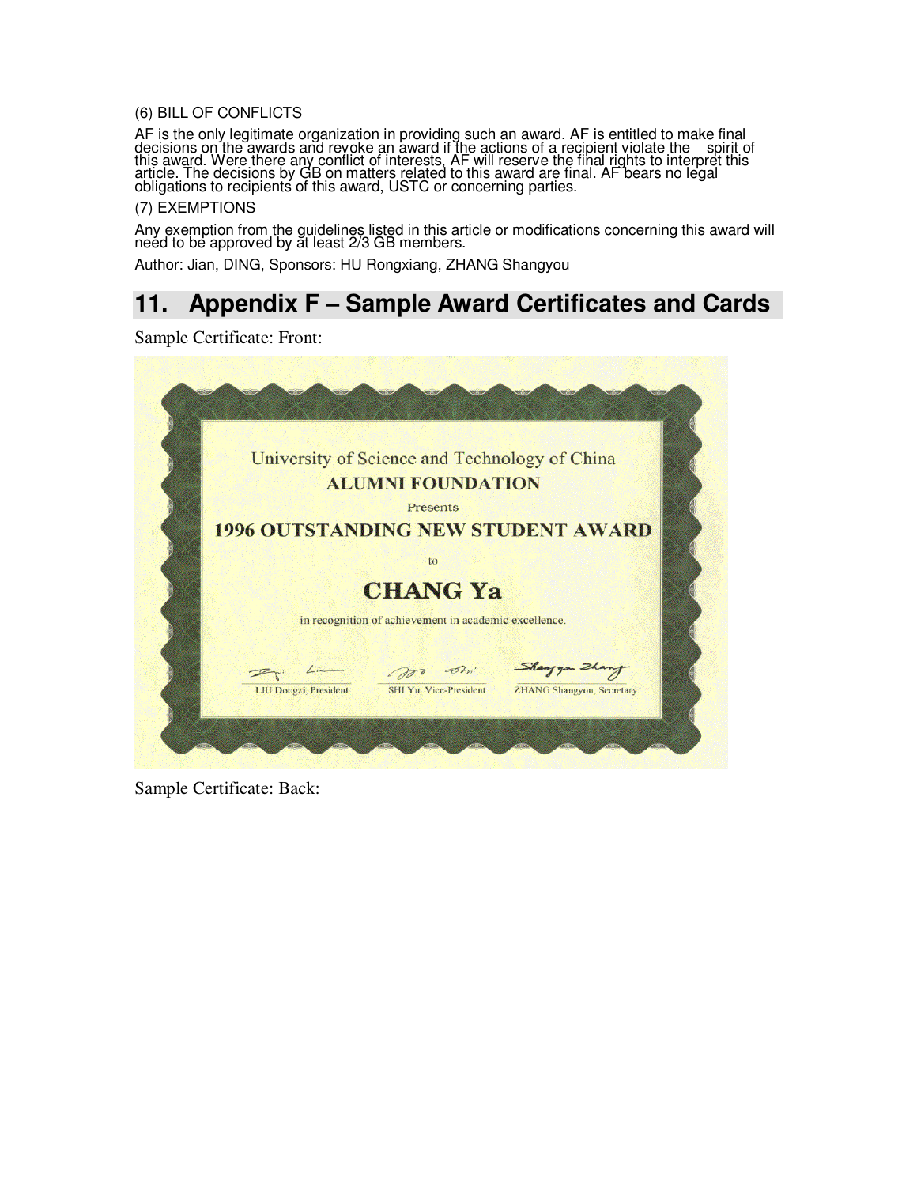(6) BILL OF CONFLICTS

AF is the only legitimate organization in providing such an award. AF is entitled to make final decisions on the awards and revoke an award if the actions of a recipient violate the spirit of this award. Were there any conflict of interests, AF will reserve the final rights to interpret this article. The decisions by GB on matters related to this award are final. AF bears no legal obligations to recipients of this award, USTC or concerning parties.

(7) EXEMPTIONS

Any exemption from the guidelines listed in this article or modifications concerning this award will need to be approved by at least 2/3 GB members.

Author: Jian, DING, Sponsors: HU Rongxiang, ZHANG Shangyou

## 11. Appendix F – Sample Award Certificates and Cards

Sample Certificate: Front:

University of Science and Technology of China

**ALUMNI FOUNDATION**

Presents

**1996 OUTSTANDING NEW STUDENT AWARD**

to

**CHANG Ya**

in recognition of achievement in academic excellence.

LIU Dongzi, President — SHI Yu, Vice-President — ZHANG Shangyou, Secretary

Sample Certificate: Back: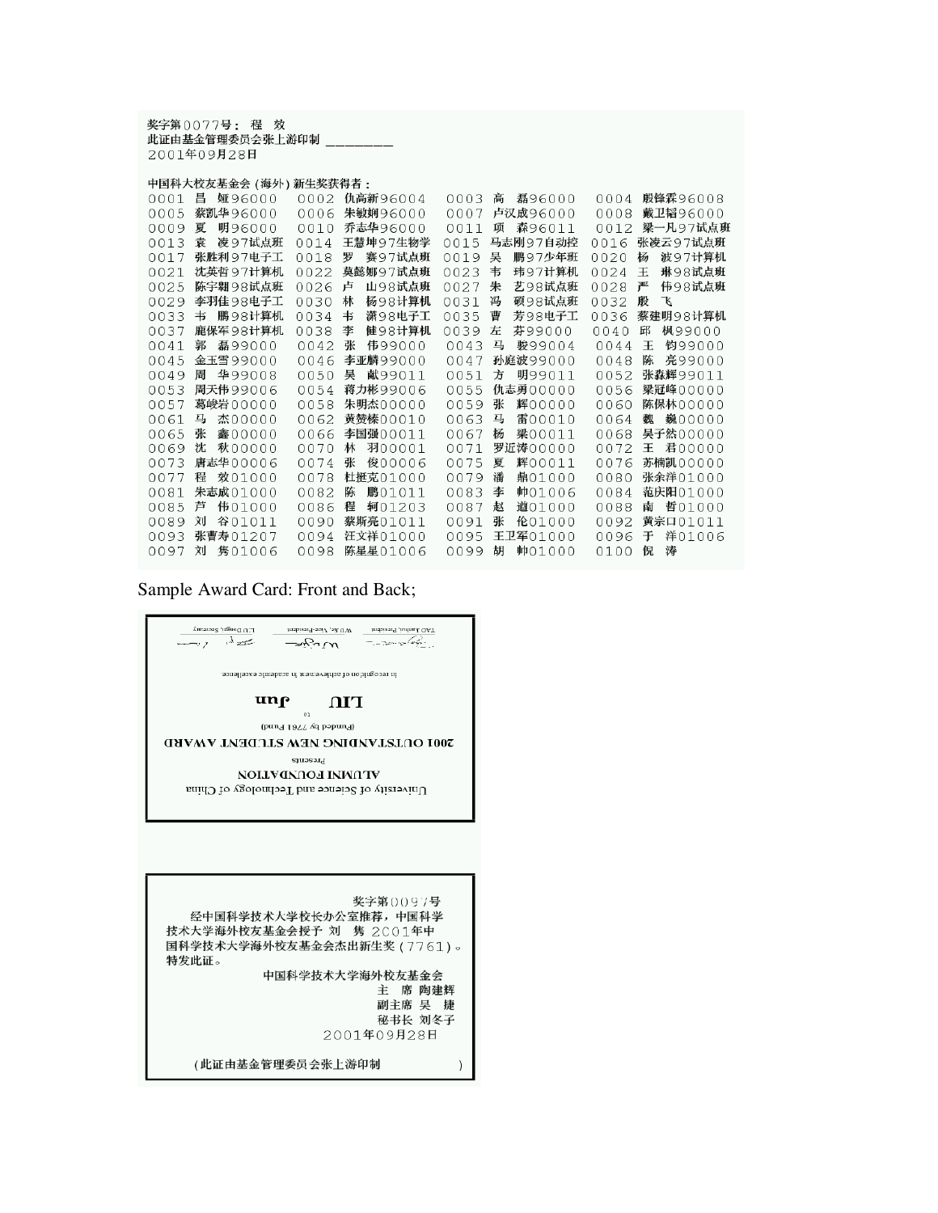奖字第0077号：程 效
此证由基金管理委员会张上游印制 ________
2001年09月28日

中国科大校友基金会（海外）新生奖获得者：

| | | | |
|---|---|---|---|
| 0001 昌 娅96000 | 0002 仇高新96004 | 0003 高 磊96000 | 0004 殷锋霖96008 |
| 0005 蔡凯华96000 | 0006 朱敏娴96000 | 0007 卢汉成96000 | 0008 戴卫韬96000 |
| 0009 夏 明96000 | 0010 乔志华96000 | 0011 项 森96011 | 0012 梁一凡97试点班 |
| 0013 袁 凌97试点班 | 0014 王慧坤97生物学 | 0015 马志刚97自动控 | 0016 张凌云97试点班 |
| 0017 张胜利97电子工 | 0018 罗 赛97试点班 | 0019 吴 鹏97少年班 | 0020 杨 波97计算机 |
| 0021 沈英哲97计算机 | 0022 莫懿娜97试点班 | 0023 韦 玮97计算机 | 0024 王 琳98试点班 |
| 0025 陈宇翱98试点班 | 0026 卢 山98试点班 | 0027 朱 艺98试点班 | 0028 严 伟98试点班 |
| 0029 李羽佳98电子工 | 0030 林 杨98计算机 | 0031 冯 硕98试点班 | 0032 殷 飞 |
| 0033 韦 鹏98计算机 | 0034 韦 潇98电子工 | 0035 曹 芳98电子工 | 0036 蔡建明98计算机 |
| 0037 扈保军98计算机 | 0038 李 健98计算机 | 0039 左 芬99000 | 0040 邱 枫99000 |
| 0041 郭 磊99000 | 0042 张 伟99000 | 0043 马 骏99004 | 0044 王 钧99000 |
| 0045 金玉雪99000 | 0046 李亚麟99000 | 0047 孙庭波99000 | 0048 陈 亮99000 |
| 0049 周 华99008 | 0050 吴 献99011 | 0051 方 明99011 | 0052 张森辉99011 |
| 0053 周天伟99006 | 0054 蒋力彬99006 | 0055 仇志勇00000 | 0056 梁冠峰00000 |
| 0057 葛峻岩00000 | 0058 朱明杰00000 | 0059 张 辉00000 | 0060 陈保林00000 |
| 0061 马 杰00000 | 0062 黄赞榛00010 | 0063 马 雷00010 | 0064 魏 巍00000 |
| 0065 张 鑫00000 | 0066 李国强00011 | 0067 杨 梁00011 | 0068 吴子然00000 |
| 0069 沈 秋00000 | 0070 林 羽00001 | 0071 罗近涛00000 | 0072 王 君00000 |
| 0073 唐志华00006 | 0074 张 俊00006 | 0075 夏 辉00011 | 0076 苏楠凯00000 |
| 0077 程 效01000 | 0078 杜挺克01000 | 0079 潘 鼎01000 | 0080 张余洋01000 |
| 0081 朱志成01000 | 0082 陈 鹏01011 | 0083 李 帅01006 | 0084 范庆阳01000 |
| 0085 芦 伟01000 | 0086 程 轲01203 | 0087 赵 道01000 | 0088 南 哲01000 |
| 0089 刘 谷01011 | 0090 蔡斯亮01011 | 0091 张 伦01000 | 0092 黄宗口01011 |
| 0093 张曹寿01207 | 0094 汪文祥01000 | 0095 王卫军01000 | 0096 于 洋01006 |
| 0097 刘 隽01006 | 0098 陈星星01006 | 0099 胡 帅01000 | 0100 倪 涛 |

Sample Award Card: Front and Back;

University of Science and Technology of China
ALUMNI FOUNDATION
Presents
2001 OUTSTANDING NEW STUDENT AWARD
(Funded by 7761 Fund)
to
LIU Jun
In recognition of achievement in academic excellence

TAO Janhui, President　WU Jie, Vice-President　LIU Dongzi, Secretary

奖字第0097号
经中国科学技术大学校长办公室推荐，中国科学技术大学海外校友基金会授予 刘 隽 2001年中国科学技术大学海外校友基金会杰出新生奖（7761）。特发此证。

中国科学技术大学海外校友基金会
主 席 陶建辉
副主席 吴 捷
秘书长 刘冬子
2001年09月28日

（此证由基金管理委员会张上游印制　　　）